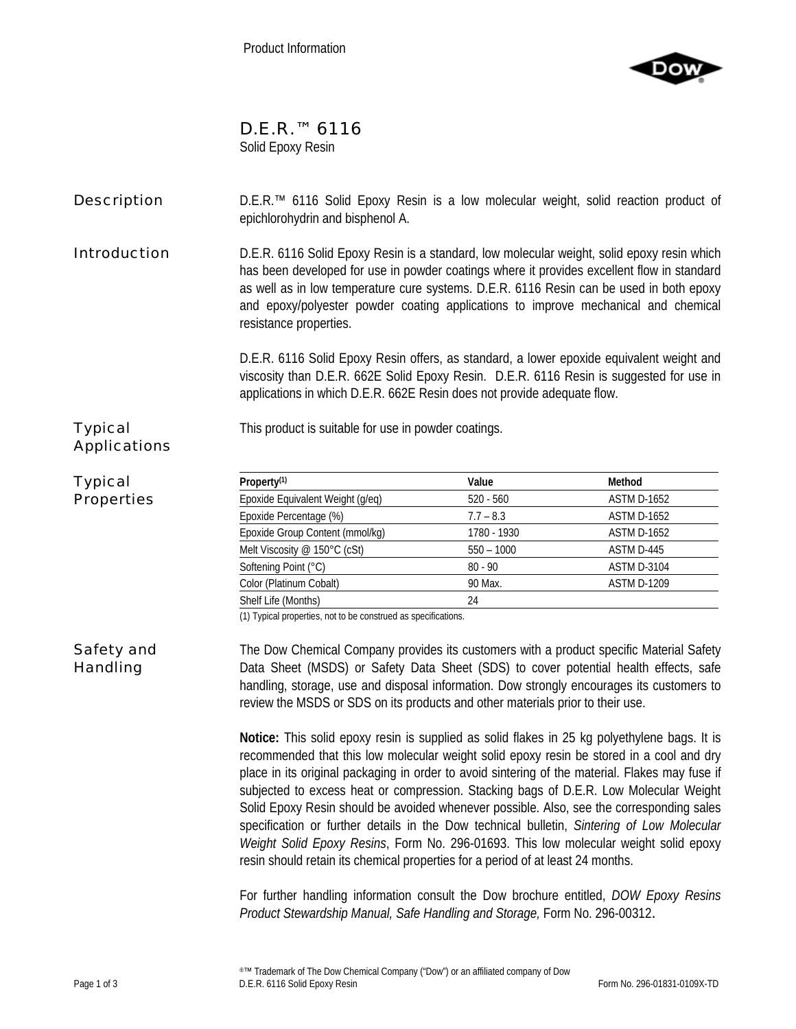Product Information

# D.E.R.™ 6116

Solid Epoxy Resin

## Description

D.E.R.™ 6116 Solid Epoxy Resin is a low molecular weight, solid reaction product of epichlorohydrin and bisphenol A.

## Introduction

D.E.R. 6116 Solid Epoxy Resin is a standard, low molecular weight, solid epoxy resin which has been developed for use in powder coatings where it provides excellent flow in standard as well as in low temperature cure systems. D.E.R. 6116 Resin can be used in both epoxy and epoxy/polyester powder coating applications to improve mechanical and chemical resistance properties.

D.E.R. 6116 Solid Epoxy Resin offers, as standard, a lower epoxide equivalent weight and viscosity than D.E.R. 662E Solid Epoxy Resin. D.E.R. 6116 Resin is suggested for use in applications in which D.E.R. 662E Resin does not provide adequate flow.

## Typical Applications

This product is suitable for use in powder coatings.

## Typical Properties

| Property[1] | Value | Method |
|---|---|---|
| Epoxide Equivalent Weight (g/eq) | 520 - 560 | ASTM D-1652 |
| Epoxide Percentage (%) | 7.7 – 8.3 | ASTM D-1652 |
| Epoxide Group Content (mmol/kg) | 1780 - 1930 | ASTM D-1652 |
| Melt Viscosity @ 150°C (cSt) | 550 – 1000 | ASTM D-445 |
| Softening Point (°C) | 80 - 90 | ASTM D-3104 |
| Color (Platinum Cobalt) | 90 Max. | ASTM D-1209 |
| Shelf Life (Months) | 24 | |

(1) Typical properties, not to be construed as specifications.

## Safety and Handling

The Dow Chemical Company provides its customers with a product specific Material Safety Data Sheet (MSDS) or Safety Data Sheet (SDS) to cover potential health effects, safe handling, storage, use and disposal information. Dow strongly encourages its customers to review the MSDS or SDS on its products and other materials prior to their use.

**Notice:** This solid epoxy resin is supplied as solid flakes in 25 kg polyethylene bags. It is recommended that this low molecular weight solid epoxy resin be stored in a cool and dry place in its original packaging in order to avoid sintering of the material. Flakes may fuse if subjected to excess heat or compression. Stacking bags of D.E.R. Low Molecular Weight Solid Epoxy Resin should be avoided whenever possible. Also, see the corresponding sales specification or further details in the Dow technical bulletin, *Sintering of Low Molecular Weight Solid Epoxy Resins*, Form No. 296-01693. This low molecular weight solid epoxy resin should retain its chemical properties for a period of at least 24 months.

For further handling information consult the Dow brochure entitled, *DOW Epoxy Resins Product Stewardship Manual, Safe Handling and Storage,* Form No. 296-00312**.**

®™ Trademark of The Dow Chemical Company ("Dow") or an affiliated company of Dow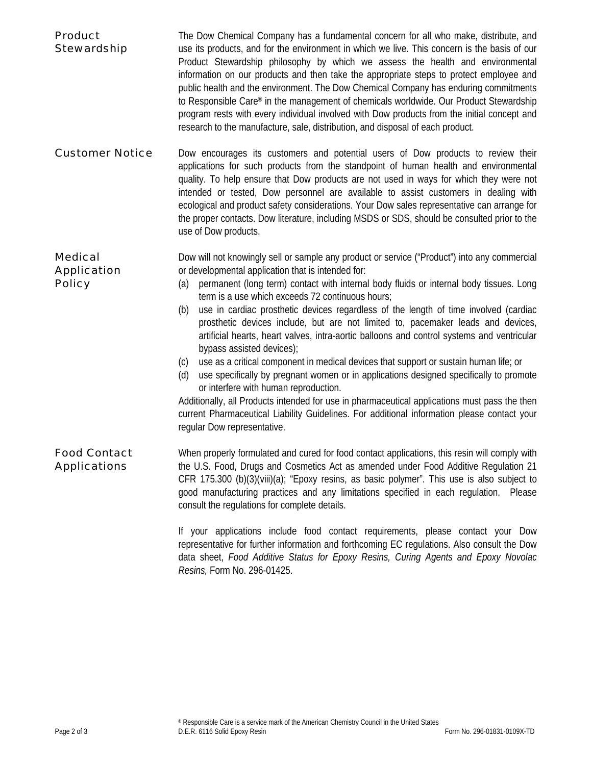## Product Stewardship

The Dow Chemical Company has a fundamental concern for all who make, distribute, and use its products, and for the environment in which we live. This concern is the basis of our Product Stewardship philosophy by which we assess the health and environmental information on our products and then take the appropriate steps to protect employee and public health and the environment. The Dow Chemical Company has enduring commitments to Responsible Care® in the management of chemicals worldwide. Our Product Stewardship program rests with every individual involved with Dow products from the initial concept and research to the manufacture, sale, distribution, and disposal of each product.

## Customer Notice

Dow encourages its customers and potential users of Dow products to review their applications for such products from the standpoint of human health and environmental quality. To help ensure that Dow products are not used in ways for which they were not intended or tested, Dow personnel are available to assist customers in dealing with ecological and product safety considerations. Your Dow sales representative can arrange for the proper contacts. Dow literature, including MSDS or SDS, should be consulted prior to the use of Dow products.

## Medical Application Policy

Dow will not knowingly sell or sample any product or service ("Product") into any commercial or developmental application that is intended for:

(a) permanent (long term) contact with internal body fluids or internal body tissues. Long term is a use which exceeds 72 continuous hours;
(b) use in cardiac prosthetic devices regardless of the length of time involved (cardiac prosthetic devices include, but are not limited to, pacemaker leads and devices, artificial hearts, heart valves, intra-aortic balloons and control systems and ventricular bypass assisted devices);
(c) use as a critical component in medical devices that support or sustain human life; or
(d) use specifically by pregnant women or in applications designed specifically to promote or interfere with human reproduction.

Additionally, all Products intended for use in pharmaceutical applications must pass the then current Pharmaceutical Liability Guidelines. For additional information please contact your regular Dow representative.

## Food Contact Applications

When properly formulated and cured for food contact applications, this resin will comply with the U.S. Food, Drugs and Cosmetics Act as amended under Food Additive Regulation 21 CFR 175.300 (b)(3)(viii)(a); "Epoxy resins, as basic polymer". This use is also subject to good manufacturing practices and any limitations specified in each regulation. Please consult the regulations for complete details.

If your applications include food contact requirements, please contact your Dow representative for further information and forthcoming EC regulations. Also consult the Dow data sheet, *Food Additive Status for Epoxy Resins, Curing Agents and Epoxy Novolac Resins,* Form No. 296-01425.

® Responsible Care is a service mark of the American Chemistry Council in the United States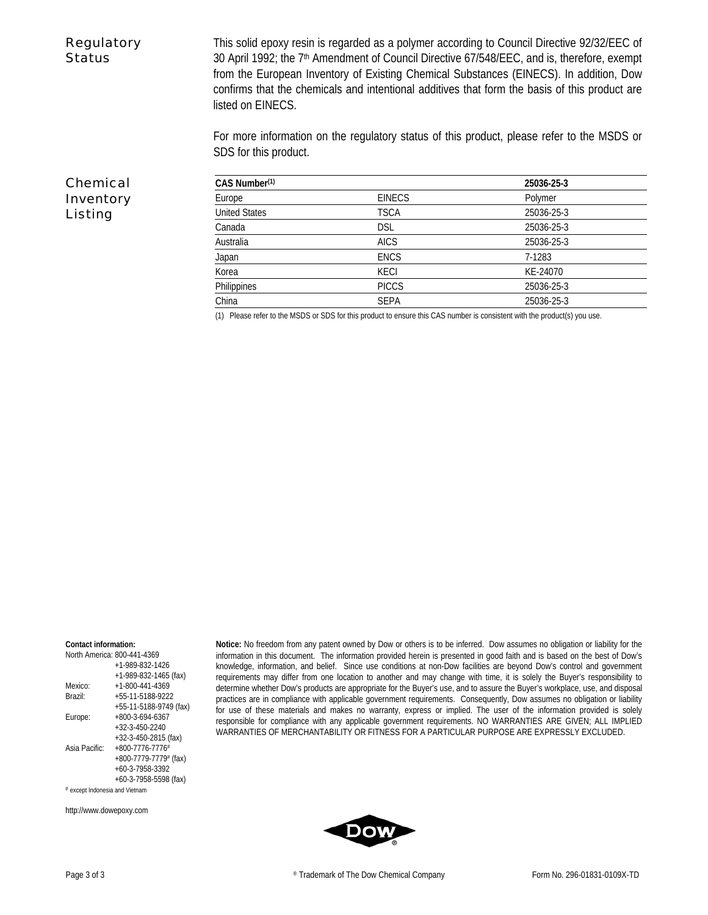## Regulatory Status

This solid epoxy resin is regarded as a polymer according to Council Directive 92/32/EEC of 30 April 1992; the 7th Amendment of Council Directive 67/548/EEC, and is, therefore, exempt from the European Inventory of Existing Chemical Substances (EINECS). In addition, Dow confirms that the chemicals and intentional additives that form the basis of this product are listed on EINECS.

For more information on the regulatory status of this product, please refer to the MSDS or SDS for this product.

## Chemical Inventory Listing

| **CAS Number**(1) | | **25036-25-3** |
|---|---|---|
| Europe | EINECS | Polymer |
| United States | TSCA | 25036-25-3 |
| Canada | DSL | 25036-25-3 |
| Australia | AICS | 25036-25-3 |
| Japan | ENCS | 7-1283 |
| Korea | KECI | KE-24070 |
| Philippines | PICCS | 25036-25-3 |
| China | SEPA | 25036-25-3 |

(1) Please refer to the MSDS or SDS for this product to ensure this CAS number is consistent with the product(s) you use.

**Contact information:**

North America: 800-441-4369
+1-989-832-1426
+1-989-832-1465 (fax)

Mexico: +1-800-441-4369

Brazil: +55-11-5188-9222
+55-11-5188-9749 (fax)

Europe: +800-3-694-6367
+32-3-450-2240
+32-3-450-2815 (fax)

Asia Pacific: +800-7776-7776#
+800-7779-7779# (fax)
+60-3-7958-3392
+60-3-7958-5598 (fax)

# except Indonesia and Vietnam

http://www.dowepoxy.com

**Notice:** No freedom from any patent owned by Dow or others is to be inferred. Dow assumes no obligation or liability for the information in this document. The information provided herein is presented in good faith and is based on the best of Dow's knowledge, information, and belief. Since use conditions at non-Dow facilities are beyond Dow's control and government requirements may differ from one location to another and may change with time, it is solely the Buyer's responsibility to determine whether Dow's products are appropriate for the Buyer's use, and to assure the Buyer's workplace, use, and disposal practices are in compliance with applicable government requirements. Consequently, Dow assumes no obligation or liability for use of these materials and makes no warranty, express or implied. The user of the information provided is solely responsible for compliance with any applicable government requirements. NO WARRANTIES ARE GIVEN; ALL IMPLIED WARRANTIES OF MERCHANTABILITY OR FITNESS FOR A PARTICULAR PURPOSE ARE EXPRESSLY EXCLUDED.

® Trademark of The Dow Chemical Company

Form No. 296-01831-0109X-TD